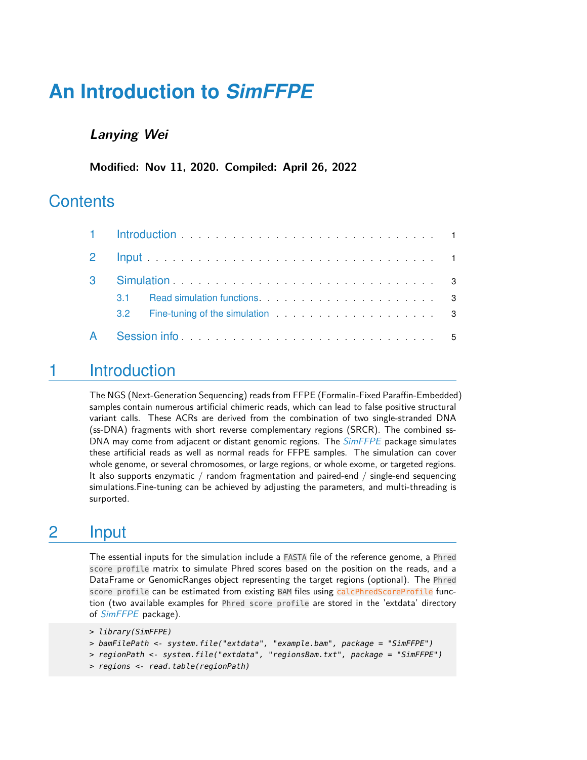# An Introduction to *SimFFPE*

***Lanying Wei***

**Modified: Nov 11, 2020. Compiled: April 26, 2022**

## Contents

| | | |
|---|---|---|
| 1 | Introduction | 1 |
| 2 | Input | 1 |
| 3 | Simulation | 3 |
| 3.1 | Read simulation functions | 3 |
| 3.2 | Fine-tuning of the simulation | 3 |
| A | Session info | 5 |

## 1 Introduction

The NGS (Next-Generation Sequencing) reads from FFPE (Formalin-Fixed Paraffin-Embedded) samples contain numerous artificial chimeric reads, which can lead to false positive structural variant calls. These ACRs are derived from the combination of two single-stranded DNA (ss-DNA) fragments with short reverse complementary regions (SRCR). The combined ss-DNA may come from adjacent or distant genomic regions. The *SimFFPE* package simulates these artificial reads as well as normal reads for FFPE samples. The simulation can cover whole genome, or several chromosomes, or large regions, or whole exome, or targeted regions. It also supports enzymatic / random fragmentation and paired-end / single-end sequencing simulations.Fine-tuning can be achieved by adjusting the parameters, and multi-threading is surported.

## 2 Input

The essential inputs for the simulation include a `FASTA` file of the reference genome, a `Phred score profile` matrix to simulate Phred scores based on the position on the reads, and a DataFrame or GenomicRanges object representing the target regions (optional). The `Phred score profile` can be estimated from existing `BAM` files using `calcPhredScoreProfile` function (two available examples for `Phred score profile` are stored in the 'extdata' directory of *SimFFPE* package).

```
> library(SimFFPE)
> bamFilePath <- system.file("extdata", "example.bam", package = "SimFFPE")
> regionPath <- system.file("extdata", "regionsBam.txt", package = "SimFFPE")
> regions <- read.table(regionPath)
```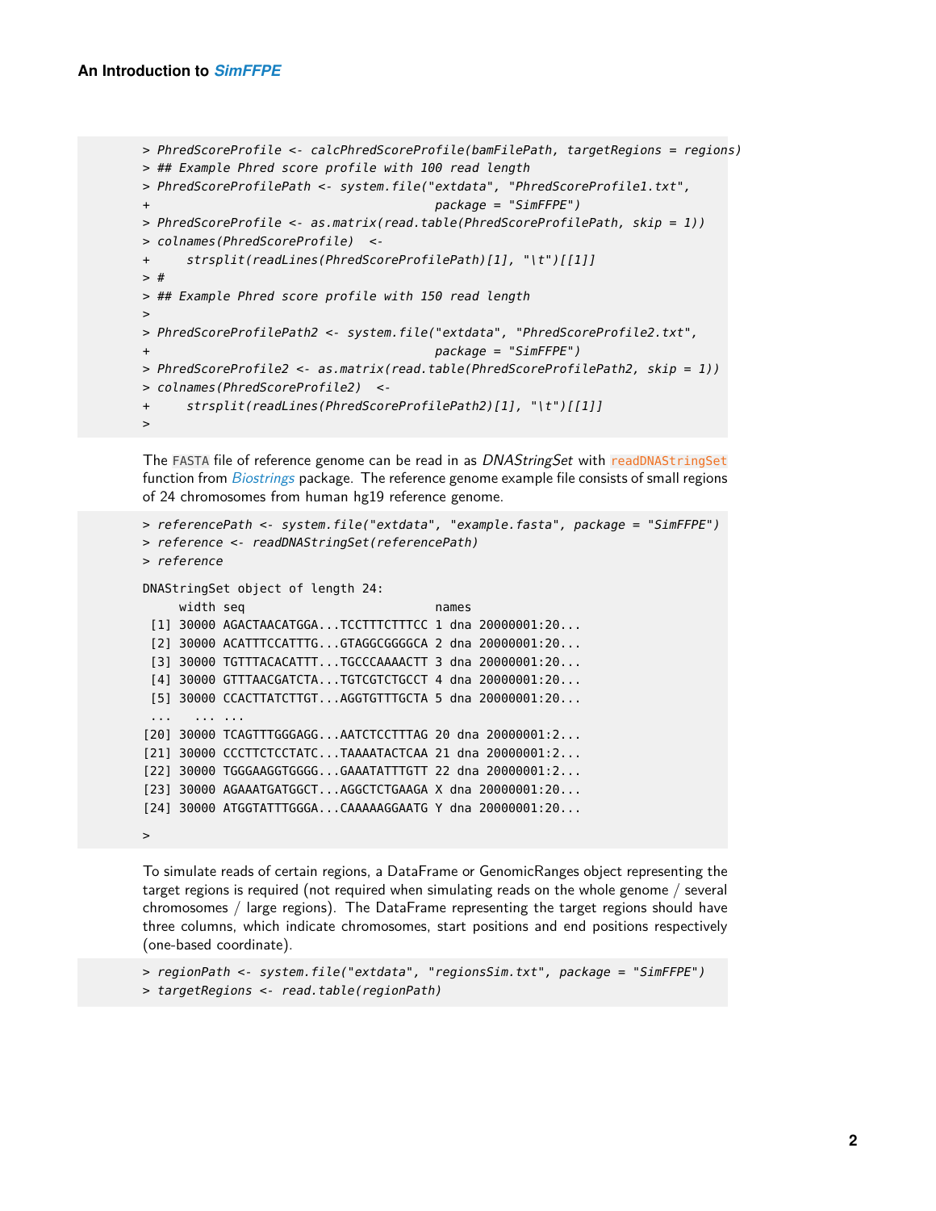```
> PhredScoreProfile <- calcPhredScoreProfile(bamFilePath, targetRegions = regions)
> ## Example Phred score profile with 100 read length
> PhredScoreProfilePath <- system.file("extdata", "PhredScoreProfile1.txt",
+                                      package = "SimFFPE")
> PhredScoreProfile <- as.matrix(read.table(PhredScoreProfilePath, skip = 1))
> colnames(PhredScoreProfile)  <-
+     strsplit(readLines(PhredScoreProfilePath)[1], "\t")[[1]]
> #
> ## Example Phred score profile with 150 read length
>
> PhredScoreProfilePath2 <- system.file("extdata", "PhredScoreProfile2.txt",
+                                      package = "SimFFPE")
> PhredScoreProfile2 <- as.matrix(read.table(PhredScoreProfilePath2, skip = 1))
> colnames(PhredScoreProfile2)  <-
+     strsplit(readLines(PhredScoreProfilePath2)[1], "\t")[[1]]
>
```

The `FASTA` file of reference genome can be read in as *DNAStringSet* with `readDNAStringSet` function from *Biostrings* package. The reference genome example file consists of small regions of 24 chromosomes from human hg19 reference genome.

```
> referencePath <- system.file("extdata", "example.fasta", package = "SimFFPE")
> reference <- readDNAStringSet(referencePath)
> reference

DNAStringSet object of length 24:
     width seq                          names
 [1] 30000 AGACTAACATGGA...TCCTTTCTTTCC 1 dna 20000001:20...
 [2] 30000 ACATTTCCATTTG...GTAGGCGGGGCA 2 dna 20000001:20...
 [3] 30000 TGTTTACACATTT...TGCCCAAAACTT 3 dna 20000001:20...
 [4] 30000 GTTTAACGATCTA...TGTCGTCTGCCT 4 dna 20000001:20...
 [5] 30000 CCACTTATCTTGT...AGGTGTTTGCTA 5 dna 20000001:20...
 ...   ... ...
[20] 30000 TCAGTTTGGGAGG...AATCTCCTTTAG 20 dna 20000001:2...
[21] 30000 CCCTTCTCCTATC...TAAAATACTCAA 21 dna 20000001:2...
[22] 30000 TGGGAAGGTGGGG...GAAATATTTGTT 22 dna 20000001:2...
[23] 30000 AGAAATGATGGCT...AGGCTCTGAAGA X dna 20000001:20...
[24] 30000 ATGGTATTTGGGA...CAAAAAGGAATG Y dna 20000001:20...

>
```

To simulate reads of certain regions, a DataFrame or GenomicRanges object representing the target regions is required (not required when simulating reads on the whole genome / several chromosomes / large regions). The DataFrame representing the target regions should have three columns, which indicate chromosomes, start positions and end positions respectively (one-based coordinate).

```
> regionPath <- system.file("extdata", "regionsSim.txt", package = "SimFFPE")
> targetRegions <- read.table(regionPath)
```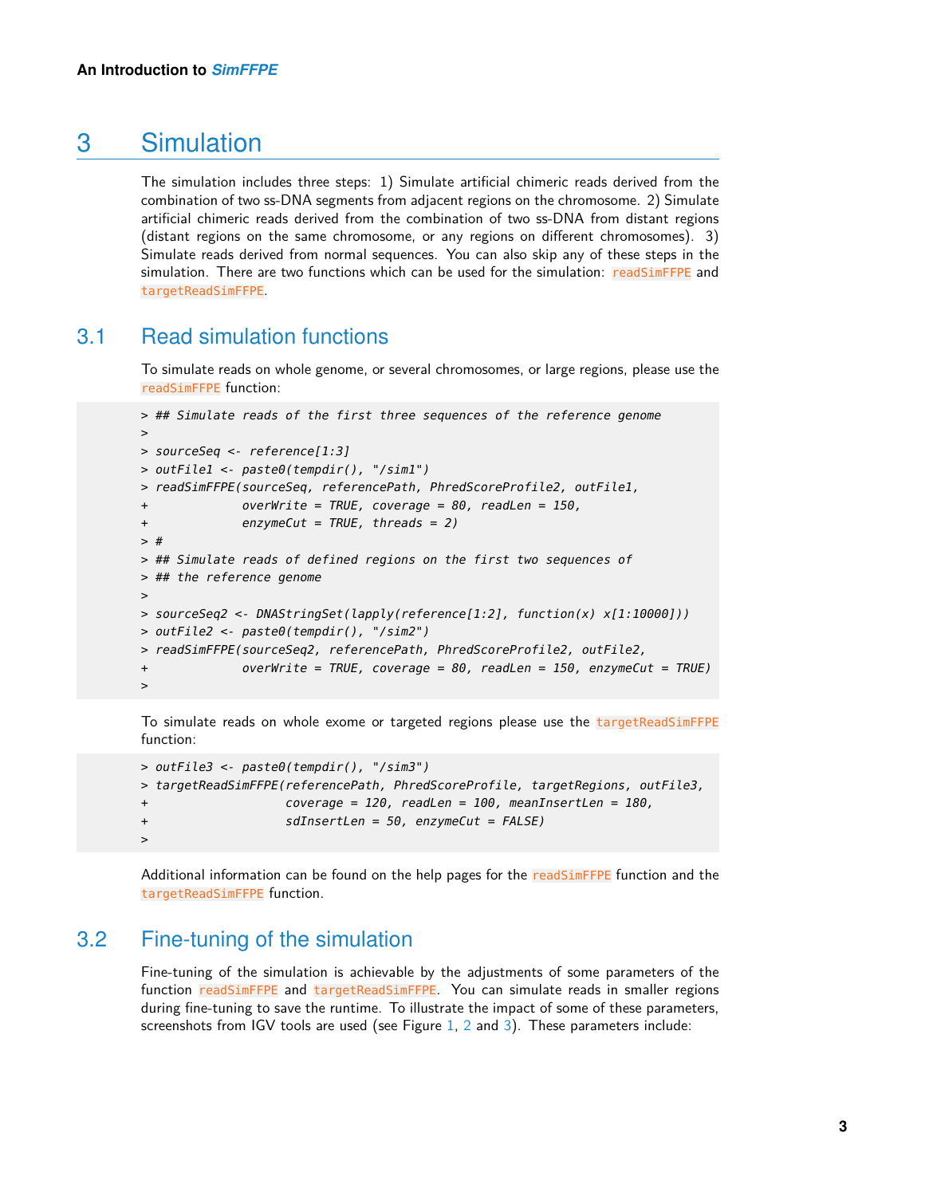# 3 Simulation

The simulation includes three steps: 1) Simulate artificial chimeric reads derived from the combination of two ss-DNA segments from adjacent regions on the chromosome. 2) Simulate artificial chimeric reads derived from the combination of two ss-DNA from distant regions (distant regions on the same chromosome, or any regions on different chromosomes). 3) Simulate reads derived from normal sequences. You can also skip any of these steps in the simulation. There are two functions which can be used for the simulation: `readSimFFPE` and `targetReadSimFFPE`.

## 3.1 Read simulation functions

To simulate reads on whole genome, or several chromosomes, or large regions, please use the `readSimFFPE` function:

```
> ## Simulate reads of the first three sequences of the reference genome
>
> sourceSeq <- reference[1:3]
> outFile1 <- paste0(tempdir(), "/sim1")
> readSimFFPE(sourceSeq, referencePath, PhredScoreProfile2, outFile1,
+             overWrite = TRUE, coverage = 80, readLen = 150,
+             enzymeCut = TRUE, threads = 2)
> #
> ## Simulate reads of defined regions on the first two sequences of
> ## the reference genome
>
> sourceSeq2 <- DNAStringSet(lapply(reference[1:2], function(x) x[1:10000]))
> outFile2 <- paste0(tempdir(), "/sim2")
> readSimFFPE(sourceSeq2, referencePath, PhredScoreProfile2, outFile2,
+             overWrite = TRUE, coverage = 80, readLen = 150, enzymeCut = TRUE)
>
```

To simulate reads on whole exome or targeted regions please use the `targetReadSimFFPE` function:

```
> outFile3 <- paste0(tempdir(), "/sim3")
> targetReadSimFFPE(referencePath, PhredScoreProfile, targetRegions, outFile3,
+                   coverage = 120, readLen = 100, meanInsertLen = 180,
+                   sdInsertLen = 50, enzymeCut = FALSE)
>
```

Additional information can be found on the help pages for the `readSimFFPE` function and the `targetReadSimFFPE` function.

## 3.2 Fine-tuning of the simulation

Fine-tuning of the simulation is achievable by the adjustments of some parameters of the function `readSimFFPE` and `targetReadSimFFPE`. You can simulate reads in smaller regions during fine-tuning to save the runtime. To illustrate the impact of some of these parameters, screenshots from IGV tools are used (see Figure 1, 2 and 3). These parameters include: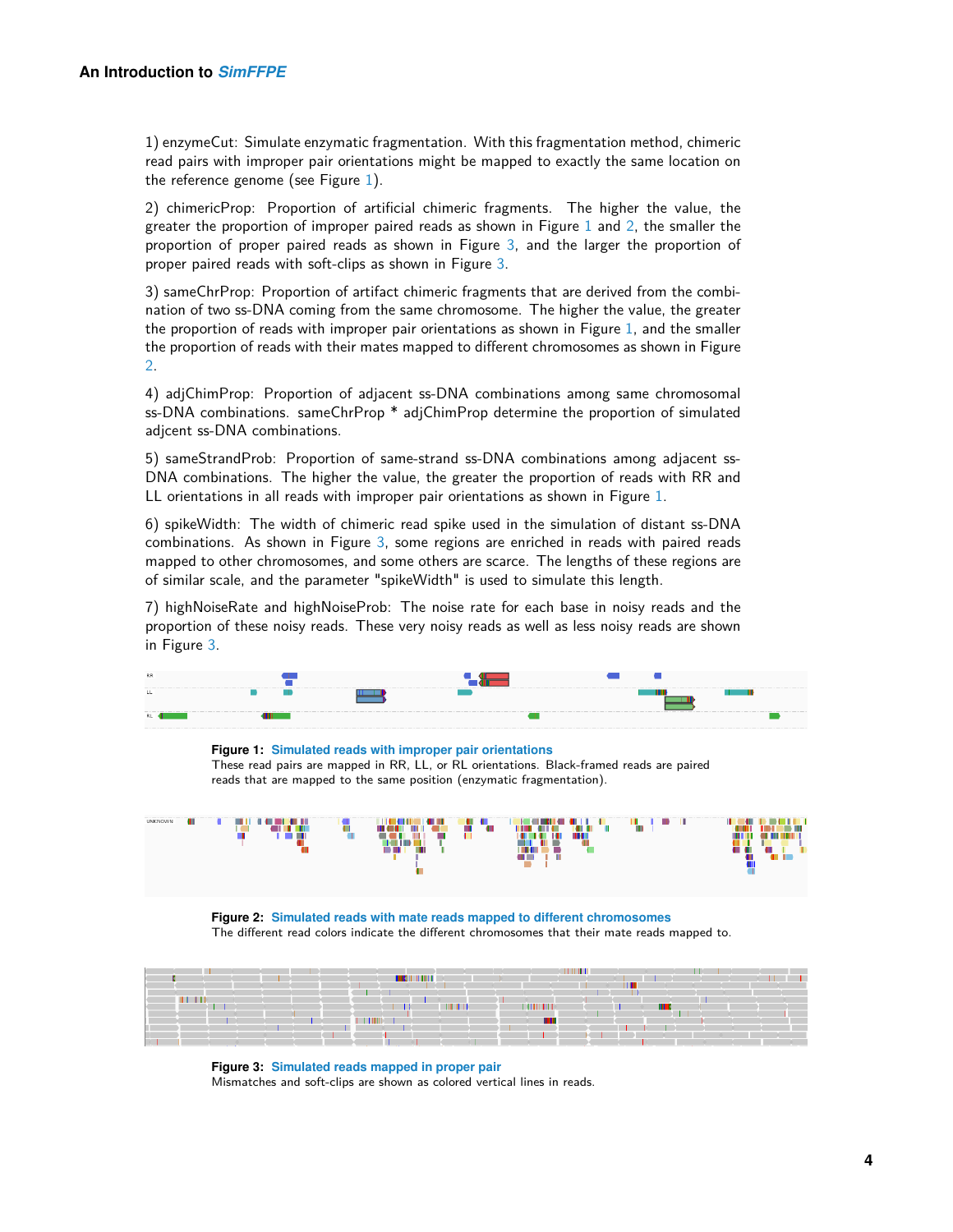1) enzymeCut: Simulate enzymatic fragmentation. With this fragmentation method, chimeric read pairs with improper pair orientations might be mapped to exactly the same location on the reference genome (see Figure 1).

2) chimericProp: Proportion of artificial chimeric fragments. The higher the value, the greater the proportion of improper paired reads as shown in Figure 1 and 2, the smaller the proportion of proper paired reads as shown in Figure 3, and the larger the proportion of proper paired reads with soft-clips as shown in Figure 3.

3) sameChrProp: Proportion of artifact chimeric fragments that are derived from the combination of two ss-DNA coming from the same chromosome. The higher the value, the greater the proportion of reads with improper pair orientations as shown in Figure 1, and the smaller the proportion of reads with their mates mapped to different chromosomes as shown in Figure 2.

4) adjChimProp: Proportion of adjacent ss-DNA combinations among same chromosomal ss-DNA combinations. sameChrProp * adjChimProp determine the proportion of simulated adjcent ss-DNA combinations.

5) sameStrandProb: Proportion of same-strand ss-DNA combinations among adjacent ss-DNA combinations. The higher the value, the greater the proportion of reads with RR and LL orientations in all reads with improper pair orientations as shown in Figure 1.

6) spikeWidth: The width of chimeric read spike used in the simulation of distant ss-DNA combinations. As shown in Figure 3, some regions are enriched in reads with paired reads mapped to other chromosomes, and some others are scarce. The lengths of these regions are of similar scale, and the parameter "spikeWidth" is used to simulate this length.

7) highNoiseRate and highNoiseProb: The noise rate for each base in noisy reads and the proportion of these noisy reads. These very noisy reads as well as less noisy reads are shown in Figure 3.

**Figure 1: Simulated reads with improper pair orientations**
These read pairs are mapped in RR, LL, or RL orientations. Black-framed reads are paired reads that are mapped to the same position (enzymatic fragmentation).

**Figure 2: Simulated reads with mate reads mapped to different chromosomes**
The different read colors indicate the different chromosomes that their mate reads mapped to.

**Figure 3: Simulated reads mapped in proper pair**
Mismatches and soft-clips are shown as colored vertical lines in reads.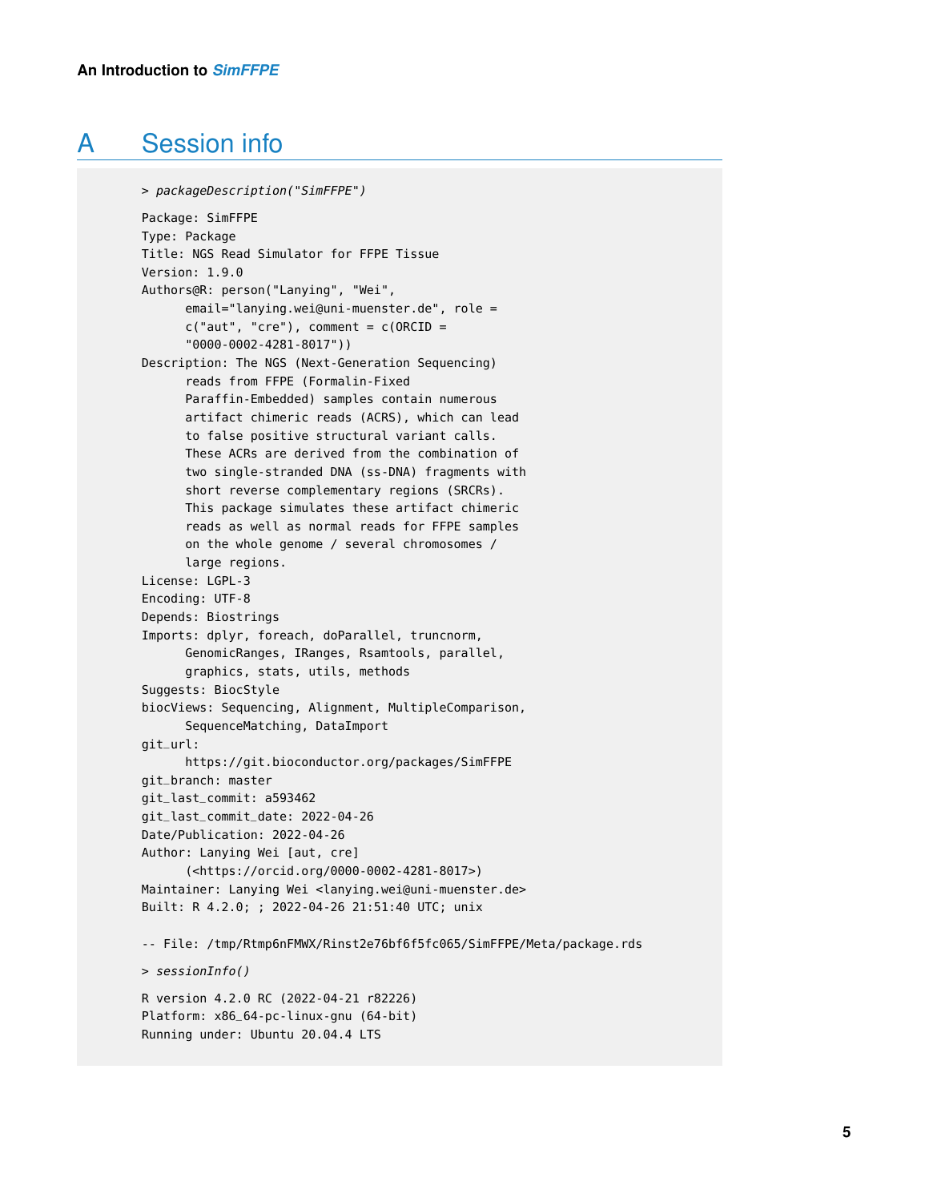# A Session info

```
> packageDescription("SimFFPE")

Package: SimFFPE
Type: Package
Title: NGS Read Simulator for FFPE Tissue
Version: 1.9.0
Authors@R: person("Lanying", "Wei",
       email="lanying.wei@uni-muenster.de", role =
       c("aut", "cre"), comment = c(ORCID =
       "0000-0002-4281-8017"))
Description: The NGS (Next-Generation Sequencing)
       reads from FFPE (Formalin-Fixed
       Paraffin-Embedded) samples contain numerous
       artifact chimeric reads (ACRS), which can lead
       to false positive structural variant calls.
       These ACRs are derived from the combination of
       two single-stranded DNA (ss-DNA) fragments with
       short reverse complementary regions (SRCRs).
       This package simulates these artifact chimeric
       reads as well as normal reads for FFPE samples
       on the whole genome / several chromosomes /
       large regions.
License: LGPL-3
Encoding: UTF-8
Depends: Biostrings
Imports: dplyr, foreach, doParallel, truncnorm,
       GenomicRanges, IRanges, Rsamtools, parallel,
       graphics, stats, utils, methods
Suggests: BiocStyle
biocViews: Sequencing, Alignment, MultipleComparison,
       SequenceMatching, DataImport
git_url:
       https://git.bioconductor.org/packages/SimFFPE
git_branch: master
git_last_commit: a593462
git_last_commit_date: 2022-04-26
Date/Publication: 2022-04-26
Author: Lanying Wei [aut, cre]
       (<https://orcid.org/0000-0002-4281-8017>)
Maintainer: Lanying Wei <lanying.wei@uni-muenster.de>
Built: R 4.2.0; ; 2022-04-26 21:51:40 UTC; unix

-- File: /tmp/Rtmp6nFMWX/Rinst2e76bf6f5fc065/SimFFPE/Meta/package.rds

> sessionInfo()

R version 4.2.0 RC (2022-04-21 r82226)
Platform: x86_64-pc-linux-gnu (64-bit)
Running under: Ubuntu 20.04.4 LTS
```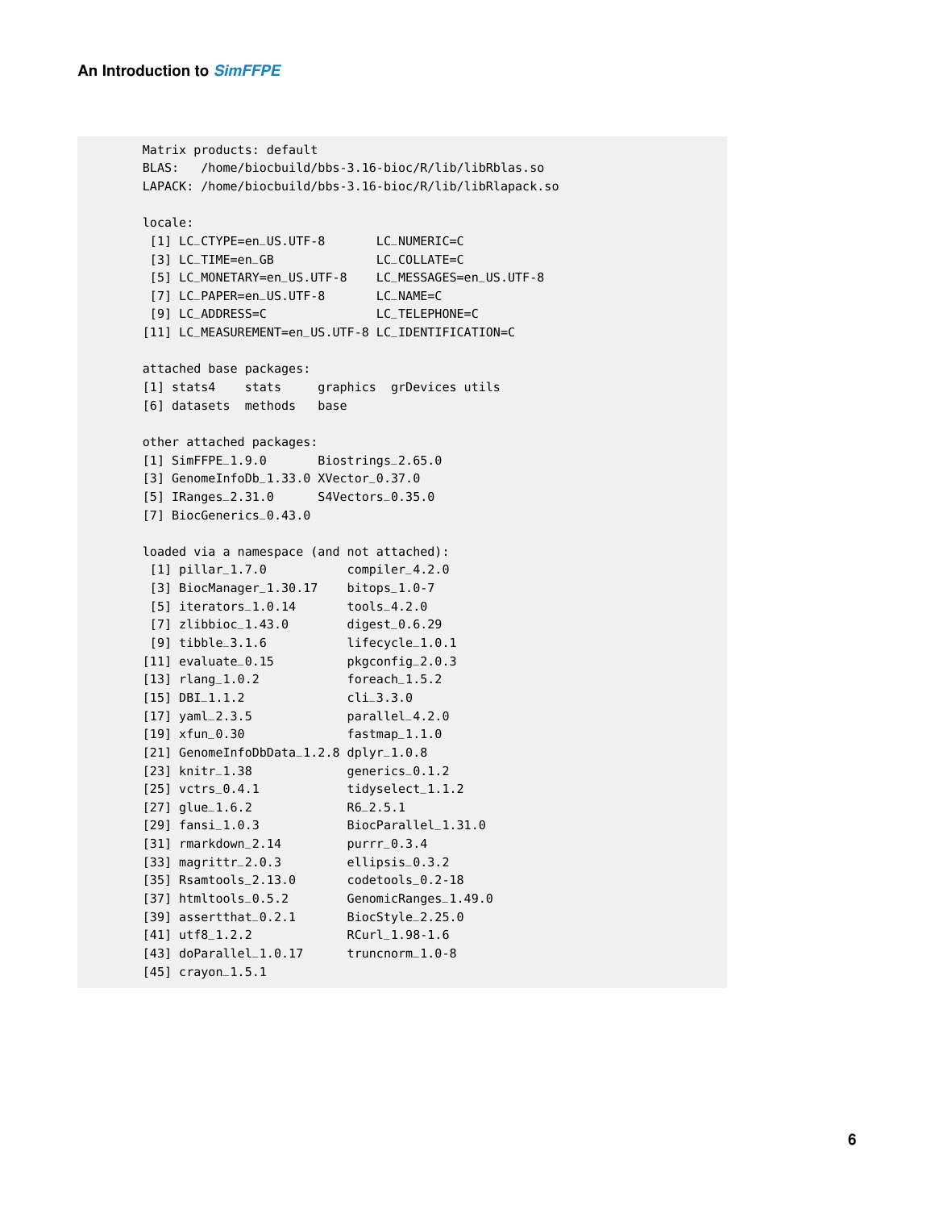```
Matrix products: default
BLAS:   /home/biocbuild/bbs-3.16-bioc/R/lib/libRblas.so
LAPACK: /home/biocbuild/bbs-3.16-bioc/R/lib/libRlapack.so

locale:
 [1] LC_CTYPE=en_US.UTF-8       LC_NUMERIC=C
 [3] LC_TIME=en_GB              LC_COLLATE=C
 [5] LC_MONETARY=en_US.UTF-8    LC_MESSAGES=en_US.UTF-8
 [7] LC_PAPER=en_US.UTF-8       LC_NAME=C
 [9] LC_ADDRESS=C               LC_TELEPHONE=C
[11] LC_MEASUREMENT=en_US.UTF-8 LC_IDENTIFICATION=C

attached base packages:
[1] stats4    stats     graphics  grDevices utils
[6] datasets  methods   base

other attached packages:
[1] SimFFPE_1.9.0       Biostrings_2.65.0
[3] GenomeInfoDb_1.33.0 XVector_0.37.0
[5] IRanges_2.31.0      S4Vectors_0.35.0
[7] BiocGenerics_0.43.0

loaded via a namespace (and not attached):
 [1] pillar_1.7.0           compiler_4.2.0
 [3] BiocManager_1.30.17    bitops_1.0-7
 [5] iterators_1.0.14       tools_4.2.0
 [7] zlibbioc_1.43.0        digest_0.6.29
 [9] tibble_3.1.6           lifecycle_1.0.1
[11] evaluate_0.15          pkgconfig_2.0.3
[13] rlang_1.0.2            foreach_1.5.2
[15] DBI_1.1.2              cli_3.3.0
[17] yaml_2.3.5             parallel_4.2.0
[19] xfun_0.30              fastmap_1.1.0
[21] GenomeInfoDbData_1.2.8 dplyr_1.0.8
[23] knitr_1.38             generics_0.1.2
[25] vctrs_0.4.1            tidyselect_1.1.2
[27] glue_1.6.2             R6_2.5.1
[29] fansi_1.0.3            BiocParallel_1.31.0
[31] rmarkdown_2.14         purrr_0.3.4
[33] magrittr_2.0.3         ellipsis_0.3.2
[35] Rsamtools_2.13.0       codetools_0.2-18
[37] htmltools_0.5.2        GenomicRanges_1.49.0
[39] assertthat_0.2.1       BiocStyle_2.25.0
[41] utf8_1.2.2             RCurl_1.98-1.6
[43] doParallel_1.0.17      truncnorm_1.0-8
[45] crayon_1.5.1
```